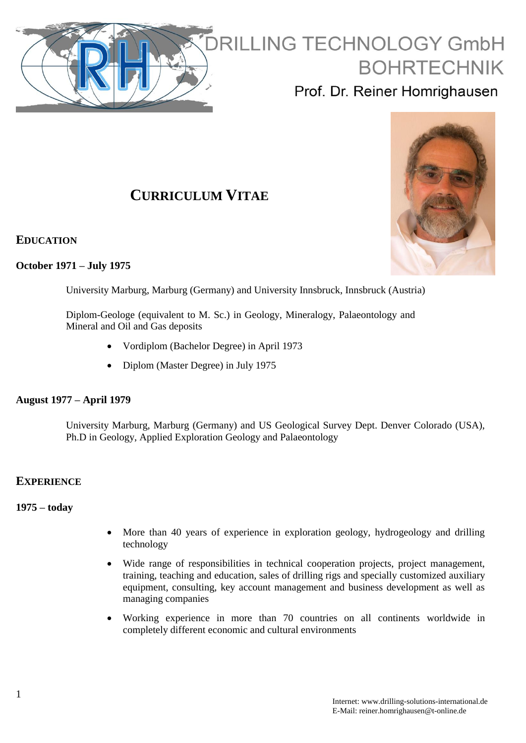DRILLING TECHNOLOGY GmbH
BOHRTECHNIK

Prof. Dr. Reiner Homrighausen

# CURRICULUM VITAE

## EDUCATION

**October 1971 – July 1975**

University Marburg, Marburg (Germany) and University Innsbruck, Innsbruck (Austria)

Diplom-Geologe (equivalent to M. Sc.) in Geology, Mineralogy, Palaeontology and Mineral and Oil and Gas deposits

- Vordiplom (Bachelor Degree) in April 1973
- Diplom (Master Degree) in July 1975

**August 1977 – April 1979**

University Marburg, Marburg (Germany) and US Geological Survey Dept. Denver Colorado (USA), Ph.D in Geology, Applied Exploration Geology and Palaeontology

## EXPERIENCE

**1975 – today**

- More than 40 years of experience in exploration geology, hydrogeology and drilling technology
- Wide range of responsibilities in technical cooperation projects, project management, training, teaching and education, sales of drilling rigs and specially customized auxiliary equipment, consulting, key account management and business development as well as managing companies
- Working experience in more than 70 countries on all continents worldwide in completely different economic and cultural environments

Internet: www.drilling-solutions-international.de
E-Mail: reiner.homrighausen@t-online.de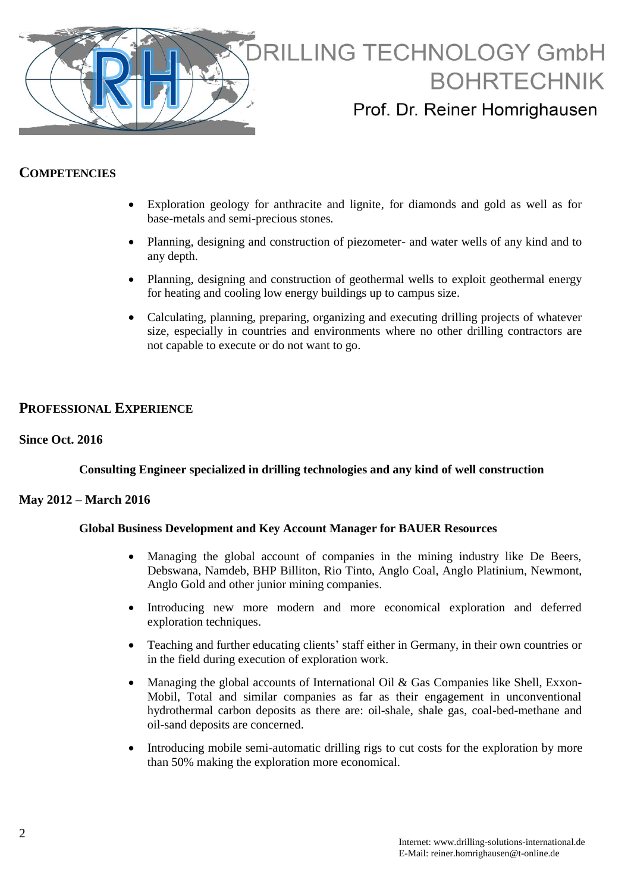## COMPETENCIES

- Exploration geology for anthracite and lignite, for diamonds and gold as well as for base-metals and semi-precious stones.
- Planning, designing and construction of piezometer- and water wells of any kind and to any depth.
- Planning, designing and construction of geothermal wells to exploit geothermal energy for heating and cooling low energy buildings up to campus size.
- Calculating, planning, preparing, organizing and executing drilling projects of whatever size, especially in countries and environments where no other drilling contractors are not capable to execute or do not want to go.

## PROFESSIONAL EXPERIENCE

**Since Oct. 2016**

**Consulting Engineer specialized in drilling technologies and any kind of well construction**

**May 2012 – March 2016**

**Global Business Development and Key Account Manager for BAUER Resources**

- Managing the global account of companies in the mining industry like De Beers, Debswana, Namdeb, BHP Billiton, Rio Tinto, Anglo Coal, Anglo Platinium, Newmont, Anglo Gold and other junior mining companies.
- Introducing new more modern and more economical exploration and deferred exploration techniques.
- Teaching and further educating clients' staff either in Germany, in their own countries or in the field during execution of exploration work.
- Managing the global accounts of International Oil & Gas Companies like Shell, Exxon-Mobil, Total and similar companies as far as their engagement in unconventional hydrothermal carbon deposits as there are: oil-shale, shale gas, coal-bed-methane and oil-sand deposits are concerned.
- Introducing mobile semi-automatic drilling rigs to cut costs for the exploration by more than 50% making the exploration more economical.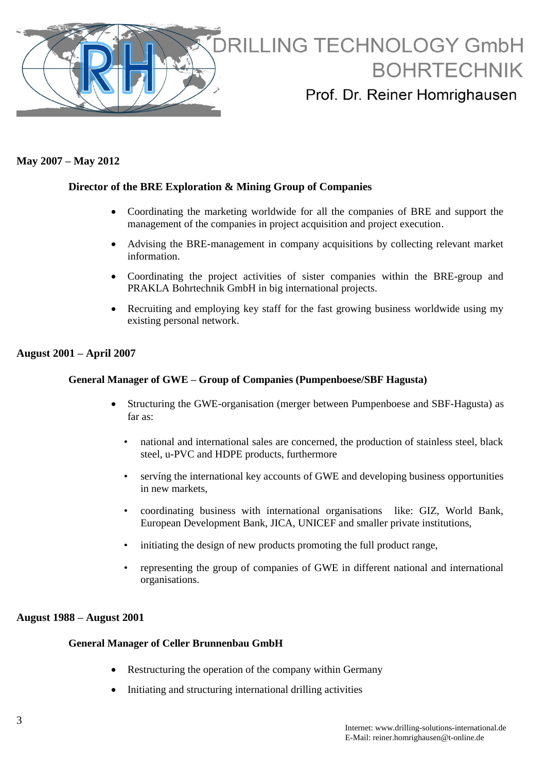**May 2007 – May 2012**

**Director of the BRE Exploration & Mining Group of Companies**

- Coordinating the marketing worldwide for all the companies of BRE and support the management of the companies in project acquisition and project execution.
- Advising the BRE-management in company acquisitions by collecting relevant market information.
- Coordinating the project activities of sister companies within the BRE-group and PRAKLA Bohrtechnik GmbH in big international projects.
- Recruiting and employing key staff for the fast growing business worldwide using my existing personal network.

**August 2001 – April 2007**

**General Manager of GWE – Group of Companies (Pumpenboese/SBF Hagusta)**

- Structuring the GWE-organisation (merger between Pumpenboese and SBF-Hagusta) as far as:
  - national and international sales are concerned, the production of stainless steel, black steel, u-PVC and HDPE products, furthermore
  - servíng the international key accounts of GWE and developing business opportunities in new markets,
  - coordinating business with international organisations like: GIZ, World Bank, European Development Bank, JICA, UNICEF and smaller private institutions,
  - initiating the design of new products promoting the full product range,
  - representing the group of companies of GWE in different national and international organisations.

**August 1988 – August 2001**

**General Manager of Celler Brunnenbau GmbH**

- Restructuring the operation of the company within Germany
- Initiating and structuring international drilling activities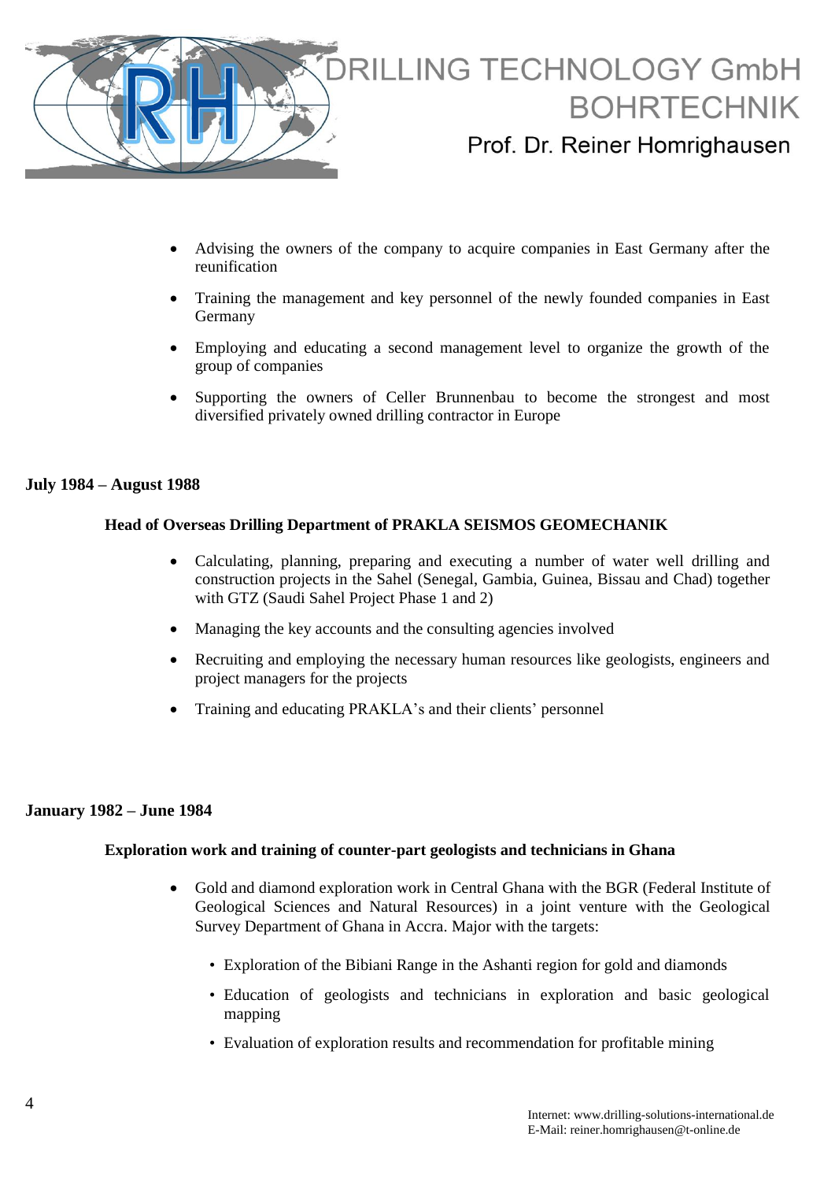- Advising the owners of the company to acquire companies in East Germany after the reunification
- Training the management and key personnel of the newly founded companies in East Germany
- Employing and educating a second management level to organize the growth of the group of companies
- Supporting the owners of Celler Brunnenbau to become the strongest and most diversified privately owned drilling contractor in Europe

**July 1984 – August 1988**

**Head of Overseas Drilling Department of PRAKLA SEISMOS GEOMECHANIK**

- Calculating, planning, preparing and executing a number of water well drilling and construction projects in the Sahel (Senegal, Gambia, Guinea, Bissau and Chad) together with GTZ (Saudi Sahel Project Phase 1 and 2)
- Managing the key accounts and the consulting agencies involved
- Recruiting and employing the necessary human resources like geologists, engineers and project managers for the projects
- Training and educating PRAKLA's and their clients' personnel

**January 1982 – June 1984**

**Exploration work and training of counter-part geologists and technicians in Ghana**

- Gold and diamond exploration work in Central Ghana with the BGR (Federal Institute of Geological Sciences and Natural Resources) in a joint venture with the Geological Survey Department of Ghana in Accra. Major with the targets:
  - Exploration of the Bibiani Range in the Ashanti region for gold and diamonds
  - Education of geologists and technicians in exploration and basic geological mapping
  - Evaluation of exploration results and recommendation for profitable mining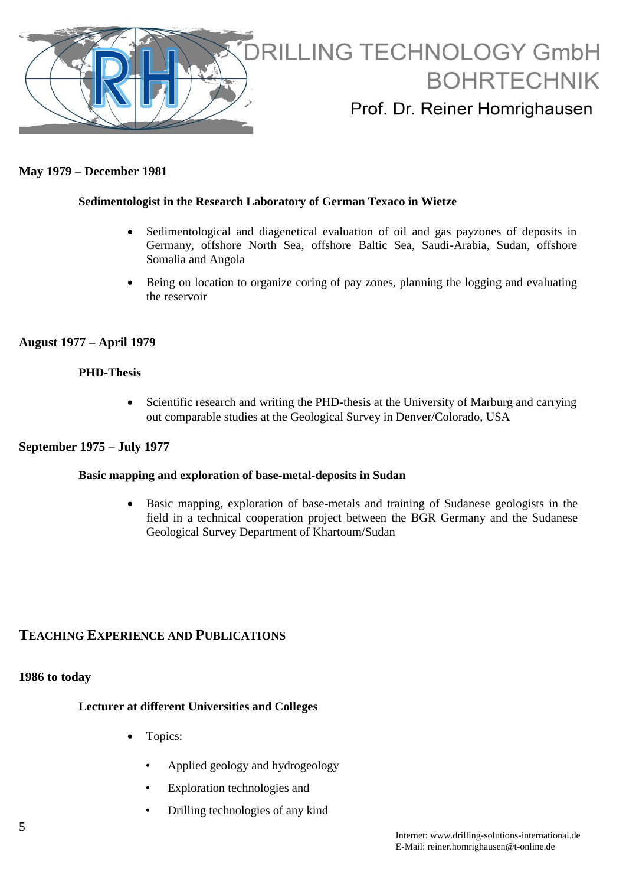**May 1979 – December 1981**

**Sedimentologist in the Research Laboratory of German Texaco in Wietze**

- Sedimentological and diagenetical evaluation of oil and gas payzones of deposits in Germany, offshore North Sea, offshore Baltic Sea, Saudi-Arabia, Sudan, offshore Somalia and Angola
- Being on location to organize coring of pay zones, planning the logging and evaluating the reservoir

**August 1977 – April 1979**

**PHD-Thesis**

- Scientific research and writing the PHD-thesis at the University of Marburg and carrying out comparable studies at the Geological Survey in Denver/Colorado, USA

**September 1975 – July 1977**

**Basic mapping and exploration of base-metal-deposits in Sudan**

- Basic mapping, exploration of base-metals and training of Sudanese geologists in the field in a technical cooperation project between the BGR Germany and the Sudanese Geological Survey Department of Khartoum/Sudan

## TEACHING EXPERIENCE AND PUBLICATIONS

**1986 to today**

**Lecturer at different Universities and Colleges**

- Topics:
  - Applied geology and hydrogeology
  - Exploration technologies and
  - Drilling technologies of any kind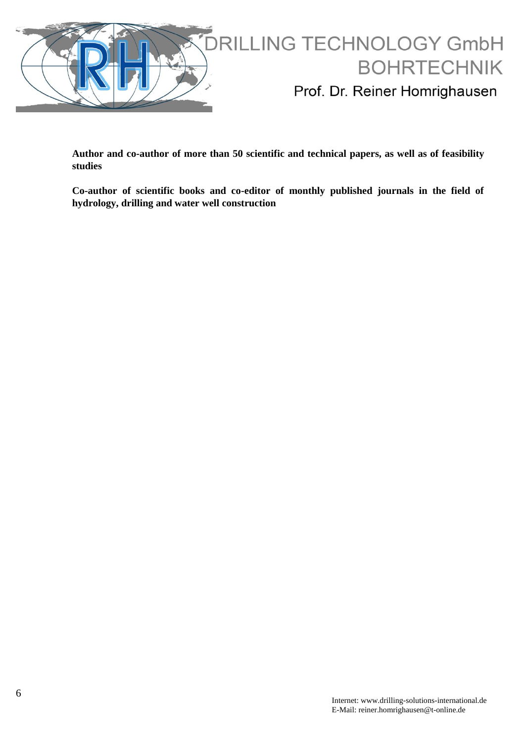**Author and co-author of more than 50 scientific and technical papers, as well as of feasibility studies**

**Co-author of scientific books and co-editor of monthly published journals in the field of hydrology, drilling and water well construction**